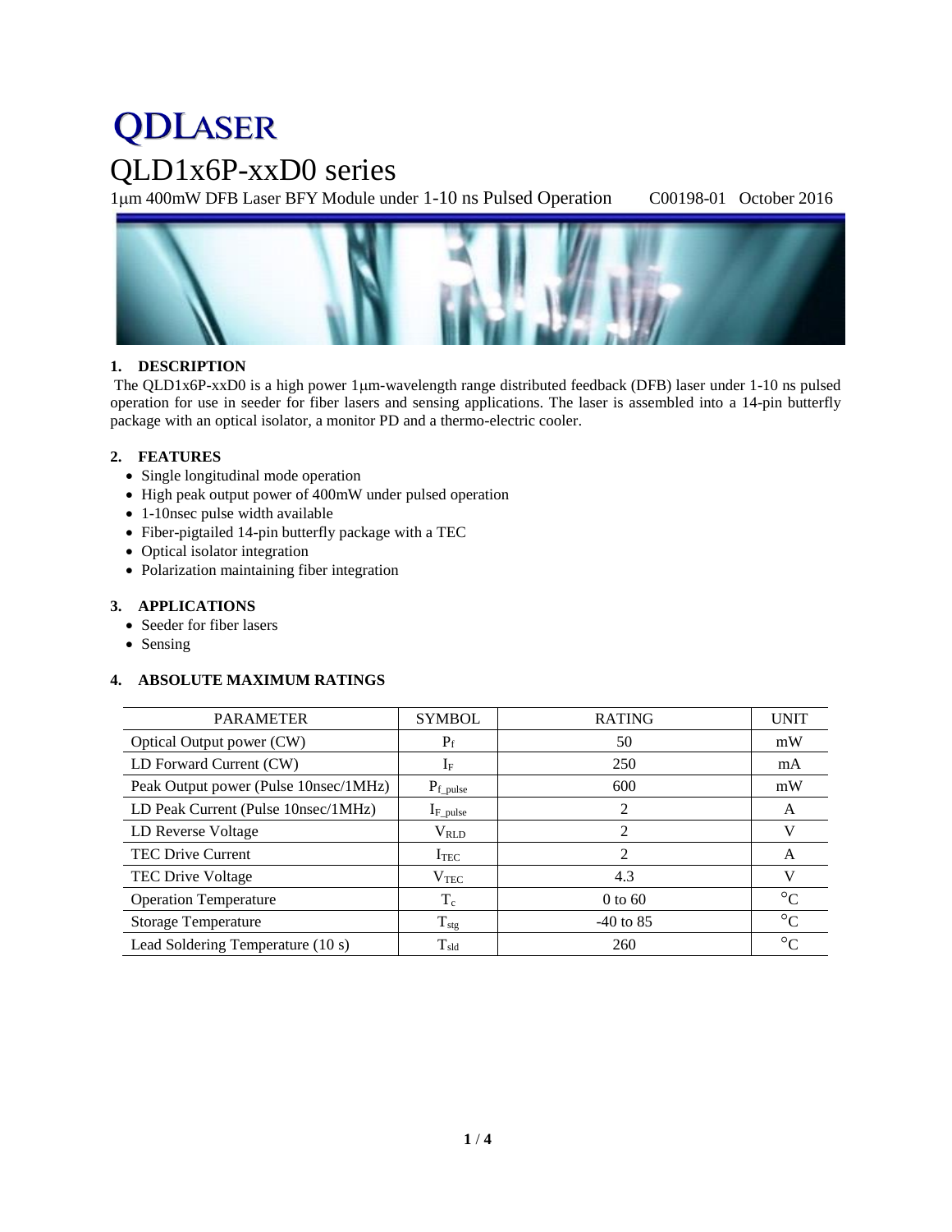# QDLASER

# QLD1x6P-xxD0 series

1μm 400mW DFB Laser BFY Module under 1-10 ns Pulsed Operation C00198-01 October 2016

## 1. DESCRIPTION

The QLD1x6P-xxD0 is a high power 1μm-wavelength range distributed feedback (DFB) laser under 1-10 ns pulsed operation for use in seeder for fiber lasers and sensing applications. The laser is assembled into a 14-pin butterfly package with an optical isolator, a monitor PD and a thermo-electric cooler.

## 2. FEATURES

- Single longitudinal mode operation
- High peak output power of 400mW under pulsed operation
- 1-10nsec pulse width available
- Fiber-pigtailed 14-pin butterfly package with a TEC
- Optical isolator integration
- Polarization maintaining fiber integration

## 3. APPLICATIONS

- Seeder for fiber lasers
- Sensing

## 4. ABSOLUTE MAXIMUM RATINGS

| PARAMETER | SYMBOL | RATING | UNIT |
|---|---|---|---|
| Optical Output power (CW) | $P_f$ | 50 | mW |
| LD Forward Current (CW) | $I_F$ | 250 | mA |
| Peak Output power (Pulse 10nsec/1MHz) | $P_{f\_pulse}$ | 600 | mW |
| LD Peak Current (Pulse 10nsec/1MHz) | $I_{F\_pulse}$ | 2 | A |
| LD Reverse Voltage | $V_{RLD}$ | 2 | V |
| TEC Drive Current | $I_{TEC}$ | 2 | A |
| TEC Drive Voltage | $V_{TEC}$ | 4.3 | V |
| Operation Temperature | $T_c$ | 0 to 60 | °C |
| Storage Temperature | $T_{stg}$ | -40 to 85 | °C |
| Lead Soldering Temperature (10 s) | $T_{sld}$ | 260 | °C |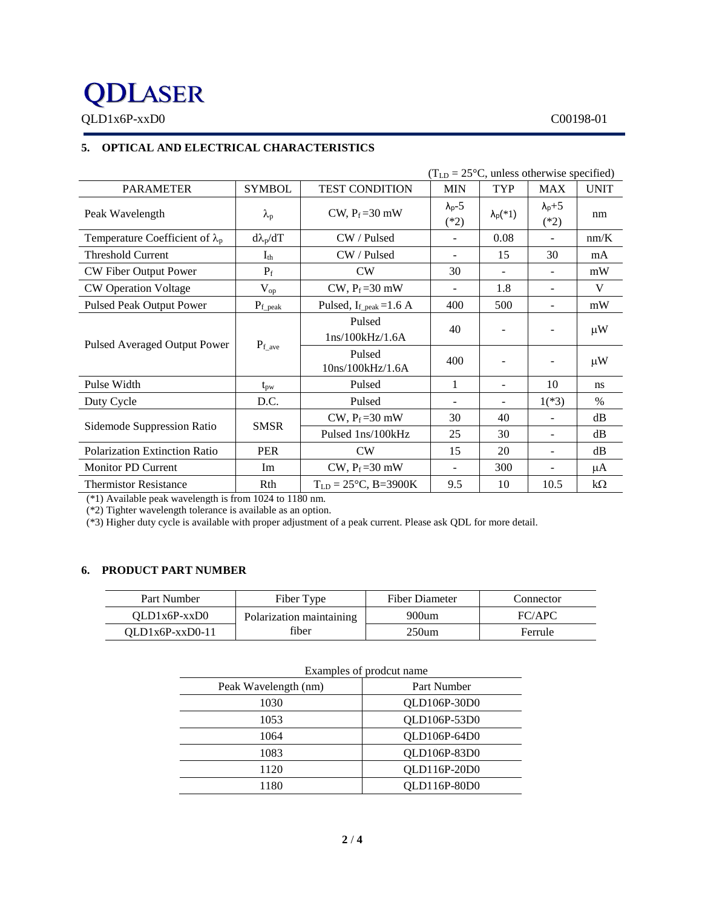## 5. OPTICAL AND ELECTRICAL CHARACTERISTICS

($T_{LD}$ = 25°C, unless otherwise specified)

| PARAMETER | SYMBOL | TEST CONDITION | MIN | TYP | MAX | UNIT |
|---|---|---|---|---|---|---|
| Peak Wavelength | $\lambda_p$ | CW, $P_f$ =30 mW | $\lambda_p$-5 (*2) | $\lambda_p$(*1) | $\lambda_p$+5 (*2) | nm |
| Temperature Coefficient of $\lambda_p$ | $d\lambda_p/dT$ | CW / Pulsed | - | 0.08 | - | nm/K |
| Threshold Current | $I_{th}$ | CW / Pulsed | - | 15 | 30 | mA |
| CW Fiber Output Power | $P_f$ | CW | 30 | - | - | mW |
| CW Operation Voltage | $V_{op}$ | CW, $P_f$ =30 mW | - | 1.8 | - | V |
| Pulsed Peak Output Power | $P_{f\_peak}$ | Pulsed, $I_{f\_peak}$ =1.6 A | 400 | 500 | - | mW |
| Pulsed Averaged Output Power | $P_{f\_ave}$ | Pulsed 1ns/100kHz/1.6A | 40 | - | - | μW |
| | | Pulsed 10ns/100kHz/1.6A | 400 | - | - | μW |
| Pulse Width | $t_{pw}$ | Pulsed | 1 | - | 10 | ns |
| Duty Cycle | D.C. | Pulsed | - | - | 1(*3) | % |
| Sidemode Suppression Ratio | SMSR | CW, $P_f$ =30 mW | 30 | 40 | - | dB |
| | | Pulsed 1ns/100kHz | 25 | 30 | - | dB |
| Polarization Extinction Ratio | PER | CW | 15 | 20 | - | dB |
| Monitor PD Current | Im | CW, $P_f$ =30 mW | - | 300 | - | μA |
| Thermistor Resistance | Rth | $T_{LD}$ = 25°C, B=3900K | 9.5 | 10 | 10.5 | kΩ |

(*1) Available peak wavelength is from 1024 to 1180 nm.
(*2) Tighter wavelength tolerance is available as an option.
(*3) Higher duty cycle is available with proper adjustment of a peak current. Please ask QDL for more detail.

## 6. PRODUCT PART NUMBER

| Part Number | Fiber Type | Fiber Diameter | Connector |
|---|---|---|---|
| QLD1x6P-xxD0 | Polarization maintaining fiber | 900um | FC/APC |
| QLD1x6P-xxD0-11 | | 250um | Ferrule |

Examples of prodcut name

| Peak Wavelength (nm) | Part Number |
|---|---|
| 1030 | QLD106P-30D0 |
| 1053 | QLD106P-53D0 |
| 1064 | QLD106P-64D0 |
| 1083 | QLD106P-83D0 |
| 1120 | QLD116P-20D0 |
| 1180 | QLD116P-80D0 |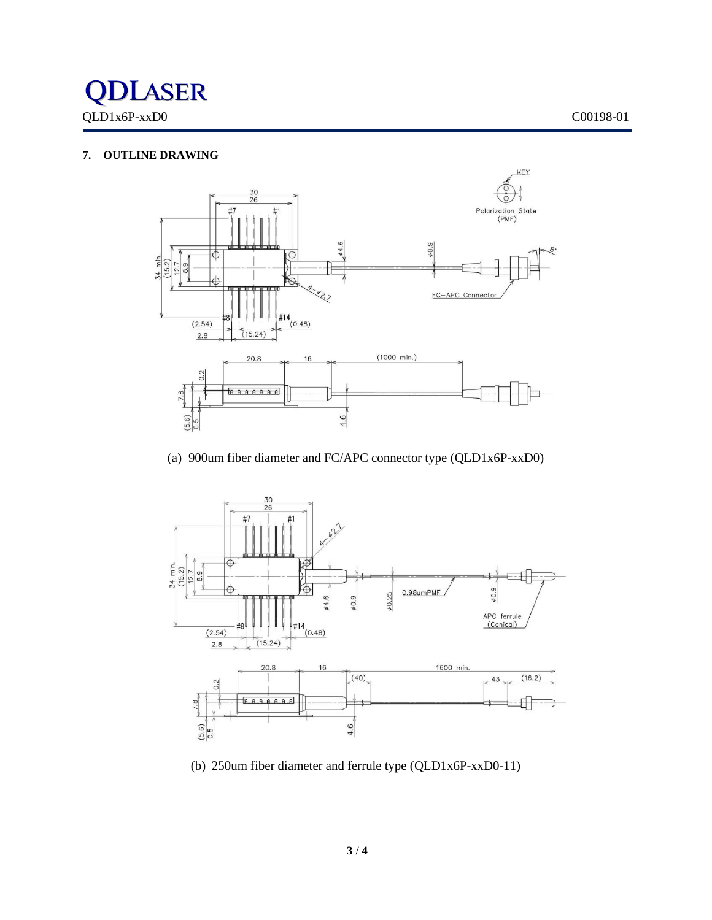## 7. OUTLINE DRAWING

(a) 900um fiber diameter and FC/APC connector type (QLD1x6P-xxD0)

(b) 250um fiber diameter and ferrule type (QLD1x6P-xxD0-11)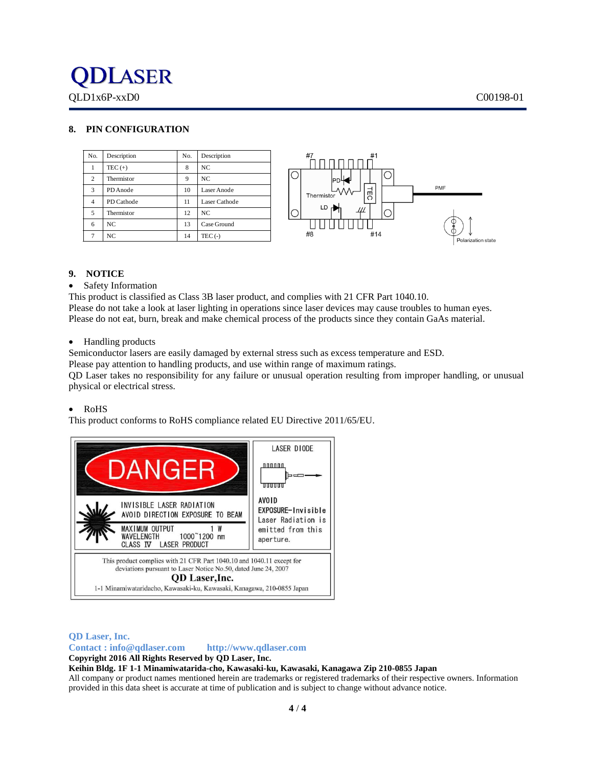## 8. PIN CONFIGURATION

| No. | Description | No. | Description |
|---|---|---|---|
| 1 | TEC (+) | 8 | NC |
| 2 | Thermistor | 9 | NC |
| 3 | PD Anode | 10 | Laser Anode |
| 4 | PD Cathode | 11 | Laser Cathode |
| 5 | Thermistor | 12 | NC |
| 6 | NC | 13 | Case Ground |
| 7 | NC | 14 | TEC (-) |

#7 #1
PD
Thermistor
TEC
LD
PMF
#8 #14
Polarization state

## 9. NOTICE

- Safety Information

This product is classified as Class 3B laser product, and complies with 21 CFR Part 1040.10.
Please do not take a look at laser lighting in operations since laser devices may cause troubles to human eyes.
Please do not eat, burn, break and make chemical process of the products since they contain GaAs material.

- Handling products

Semiconductor lasers are easily damaged by external stress such as excess temperature and ESD.
Please pay attention to handling products, and use within range of maximum ratings.
QD Laser takes no responsibility for any failure or unusual operation resulting from improper handling, or unusual physical or electrical stress.

- RoHS

This product conforms to RoHS compliance related EU Directive 2011/65/EU.

DANGER
INVISIBLE LASER RADIATION
AVOID DIRECTION EXPOSURE TO BEAM
MAXIMUM OUTPUT 1 W
WAVELENGTH 1000~1200 nm
CLASS IV LASER PRODUCT

LASER DIODE
AVOID EXPOSURE-Invisible Laser Radiation is emitted from this aperture.

This product complies with 21 CFR Part 1040.10 and 1040.11 except for deviations pursuant to Laser Notice No.50, dated June 24, 2007
**QD Laser,Inc.**
1-1 Minamiwataridacho, Kawasaki-ku, Kawasaki, Kanagawa, 210-0855 Japan

**QD Laser, Inc.**
**Contact : info@qdlaser.com http://www.qdlaser.com**
**Copyright 2016 All Rights Reserved by QD Laser, Inc.**
**Keihin Bldg. 1F 1-1 Minamiwatarida-cho, Kawasaki-ku, Kawasaki, Kanagawa Zip 210-0855 Japan**
All company or product names mentioned herein are trademarks or registered trademarks of their respective owners. Information provided in this data sheet is accurate at time of publication and is subject to change without advance notice.